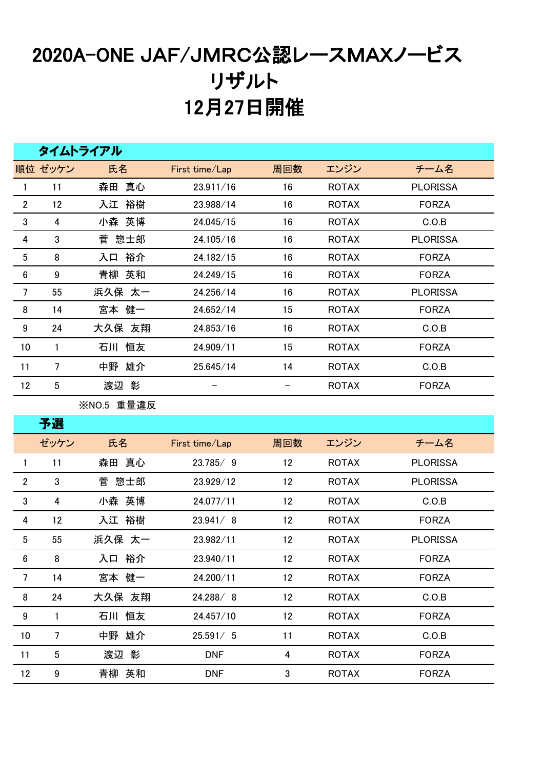# 2020A-ONE JAF/JMRC公認レースMAXノービス
# リザルト
# 12月27日開催

## タイムトライアル

| 順位 | ゼッケン | 氏名 | First time/Lap | 周回数 | エンジン | チーム名 |
|---|---|---|---|---|---|---|
| 1 | 11 | 森田　真心 | 23.911/16 | 16 | ROTAX | PLORISSA |
| 2 | 12 | 入江　裕樹 | 23.988/14 | 16 | ROTAX | FORZA |
| 3 | 4 | 小森　英博 | 24.045/15 | 16 | ROTAX | C.O.B |
| 4 | 3 | 菅　惣士郎 | 24.105/16 | 16 | ROTAX | PLORISSA |
| 5 | 8 | 入口　裕介 | 24.182/15 | 16 | ROTAX | FORZA |
| 6 | 9 | 青柳　英和 | 24.249/15 | 16 | ROTAX | FORZA |
| 7 | 55 | 浜久保　太一 | 24.256/14 | 16 | ROTAX | PLORISSA |
| 8 | 14 | 宮本　健一 | 24.652/14 | 15 | ROTAX | FORZA |
| 9 | 24 | 大久保　友翔 | 24.853/16 | 16 | ROTAX | C.O.B |
| 10 | 1 | 石川　恒友 | 24.909/11 | 15 | ROTAX | FORZA |
| 11 | 7 | 中野　雄介 | 25.645/14 | 14 | ROTAX | C.O.B |
| 12 | 5 | 渡辺　彰 | － | － | ROTAX | FORZA |

※NO.5　重量違反

## 予選

|  | ゼッケン | 氏名 | First time/Lap | 周回数 | エンジン | チーム名 |
|---|---|---|---|---|---|---|
| 1 | 11 | 森田　真心 | 23.785/ 9 | 12 | ROTAX | PLORISSA |
| 2 | 3 | 菅　惣士郎 | 23.929/12 | 12 | ROTAX | PLORISSA |
| 3 | 4 | 小森　英博 | 24.077/11 | 12 | ROTAX | C.O.B |
| 4 | 12 | 入江　裕樹 | 23.941/ 8 | 12 | ROTAX | FORZA |
| 5 | 55 | 浜久保　太一 | 23.982/11 | 12 | ROTAX | PLORISSA |
| 6 | 8 | 入口　裕介 | 23.940/11 | 12 | ROTAX | FORZA |
| 7 | 14 | 宮本　健一 | 24.200/11 | 12 | ROTAX | FORZA |
| 8 | 24 | 大久保　友翔 | 24.288/ 8 | 12 | ROTAX | C.O.B |
| 9 | 1 | 石川　恒友 | 24.457/10 | 12 | ROTAX | FORZA |
| 10 | 7 | 中野　雄介 | 25.591/ 5 | 11 | ROTAX | C.O.B |
| 11 | 5 | 渡辺　彰 | DNF | 4 | ROTAX | FORZA |
| 12 | 9 | 青柳　英和 | DNF | 3 | ROTAX | FORZA |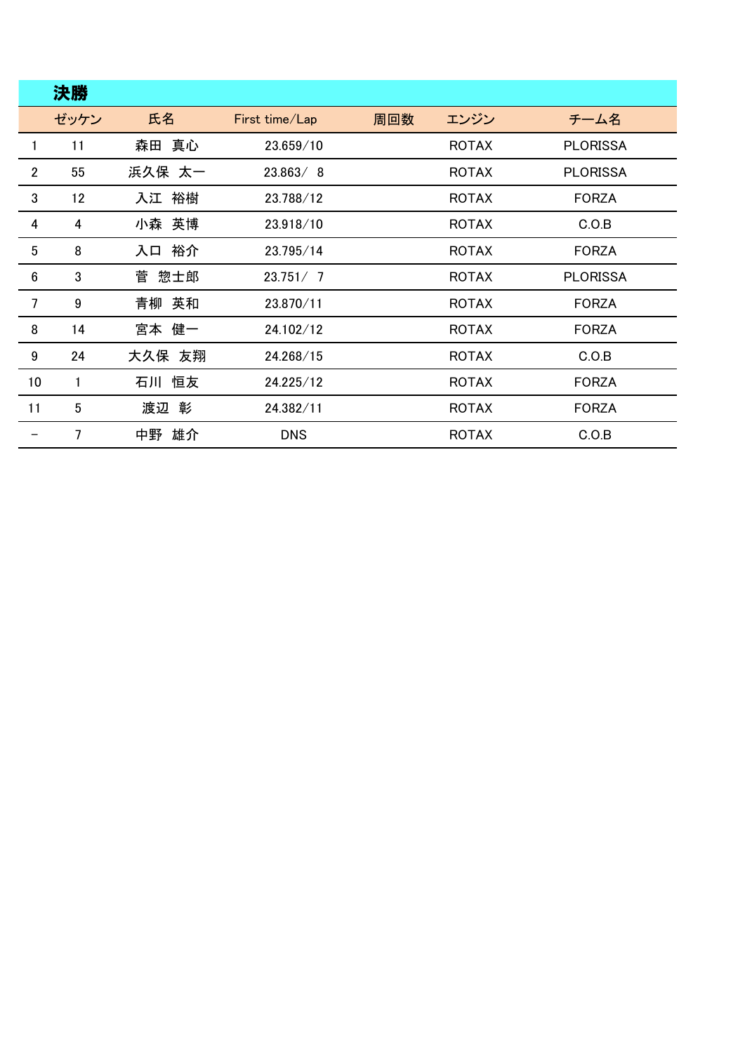## 決勝

| | ゼッケン | 氏名 | First time/Lap | 周回数 | エンジン | チーム名 |
|---|---|---|---|---|---|---|
| 1 | 11 | 森田　真心 | 23.659/10 | | ROTAX | PLORISSA |
| 2 | 55 | 浜久保　太一 | 23.863/ 8 | | ROTAX | PLORISSA |
| 3 | 12 | 入江　裕樹 | 23.788/12 | | ROTAX | FORZA |
| 4 | 4 | 小森　英博 | 23.918/10 | | ROTAX | C.O.B |
| 5 | 8 | 入口　裕介 | 23.795/14 | | ROTAX | FORZA |
| 6 | 3 | 菅　惣士郎 | 23.751/ 7 | | ROTAX | PLORISSA |
| 7 | 9 | 青柳　英和 | 23.870/11 | | ROTAX | FORZA |
| 8 | 14 | 宮本　健一 | 24.102/12 | | ROTAX | FORZA |
| 9 | 24 | 大久保　友翔 | 24.268/15 | | ROTAX | C.O.B |
| 10 | 1 | 石川　恒友 | 24.225/12 | | ROTAX | FORZA |
| 11 | 5 | 渡辺　彰 | 24.382/11 | | ROTAX | FORZA |
| - | 7 | 中野　雄介 | DNS | | ROTAX | C.O.B |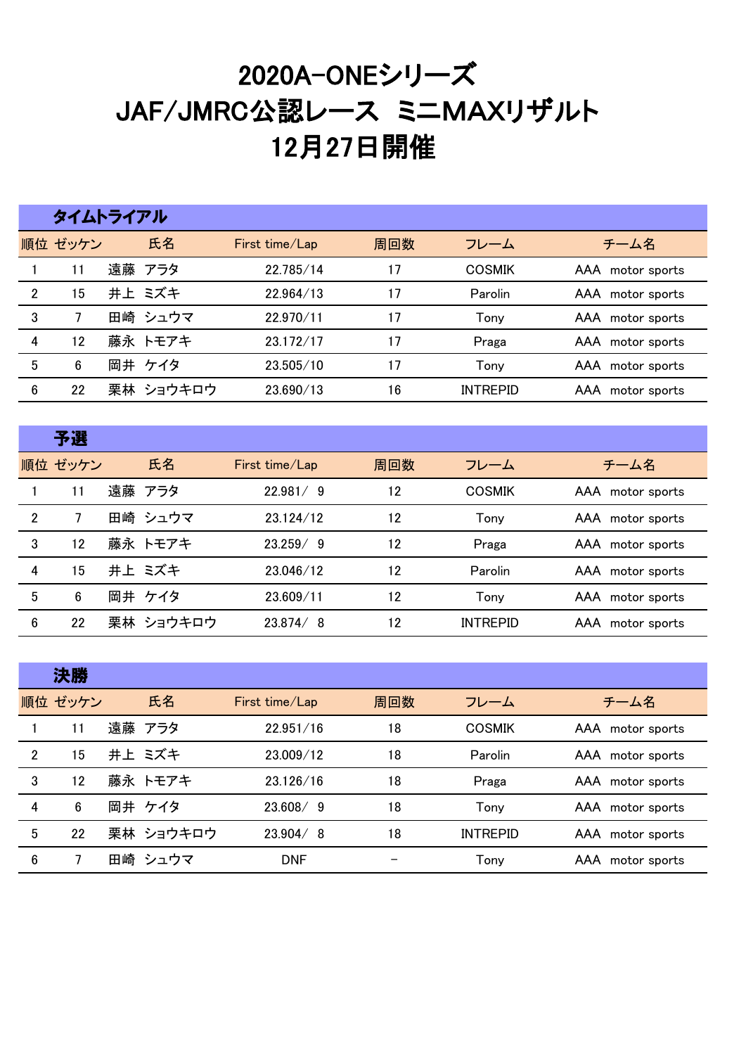# 2020A-ONEシリーズ
# JAF/JMRC公認レース ミニMAXリザルト
# 12月27日開催

## タイムトライアル

| 順位 | ゼッケン | 氏名 | First time/Lap | 周回数 | フレーム | チーム名 |
|---|---|---|---|---|---|---|
| 1 | 11 | 遠藤 アラタ | 22.785/14 | 17 | COSMIK | AAA motor sports |
| 2 | 15 | 井上 ミズキ | 22.964/13 | 17 | Parolin | AAA motor sports |
| 3 | 7 | 田崎 シュウマ | 22.970/11 | 17 | Tony | AAA motor sports |
| 4 | 12 | 藤永 トモアキ | 23.172/17 | 17 | Praga | AAA motor sports |
| 5 | 6 | 岡井 ケイタ | 23.505/10 | 17 | Tony | AAA motor sports |
| 6 | 22 | 栗林 ショウキロウ | 23.690/13 | 16 | INTREPID | AAA motor sports |

## 予選

| 順位 | ゼッケン | 氏名 | First time/Lap | 周回数 | フレーム | チーム名 |
|---|---|---|---|---|---|---|
| 1 | 11 | 遠藤 アラタ | 22.981/ 9 | 12 | COSMIK | AAA motor sports |
| 2 | 7 | 田崎 シュウマ | 23.124/12 | 12 | Tony | AAA motor sports |
| 3 | 12 | 藤永 トモアキ | 23.259/ 9 | 12 | Praga | AAA motor sports |
| 4 | 15 | 井上 ミズキ | 23.046/12 | 12 | Parolin | AAA motor sports |
| 5 | 6 | 岡井 ケイタ | 23.609/11 | 12 | Tony | AAA motor sports |
| 6 | 22 | 栗林 ショウキロウ | 23.874/ 8 | 12 | INTREPID | AAA motor sports |

## 決勝

| 順位 | ゼッケン | 氏名 | First time/Lap | 周回数 | フレーム | チーム名 |
|---|---|---|---|---|---|---|
| 1 | 11 | 遠藤 アラタ | 22.951/16 | 18 | COSMIK | AAA motor sports |
| 2 | 15 | 井上 ミズキ | 23.009/12 | 18 | Parolin | AAA motor sports |
| 3 | 12 | 藤永 トモアキ | 23.126/16 | 18 | Praga | AAA motor sports |
| 4 | 6 | 岡井 ケイタ | 23.608/ 9 | 18 | Tony | AAA motor sports |
| 5 | 22 | 栗林 ショウキロウ | 23.904/ 8 | 18 | INTREPID | AAA motor sports |
| 6 | 7 | 田崎 シュウマ | DNF | − | Tony | AAA motor sports |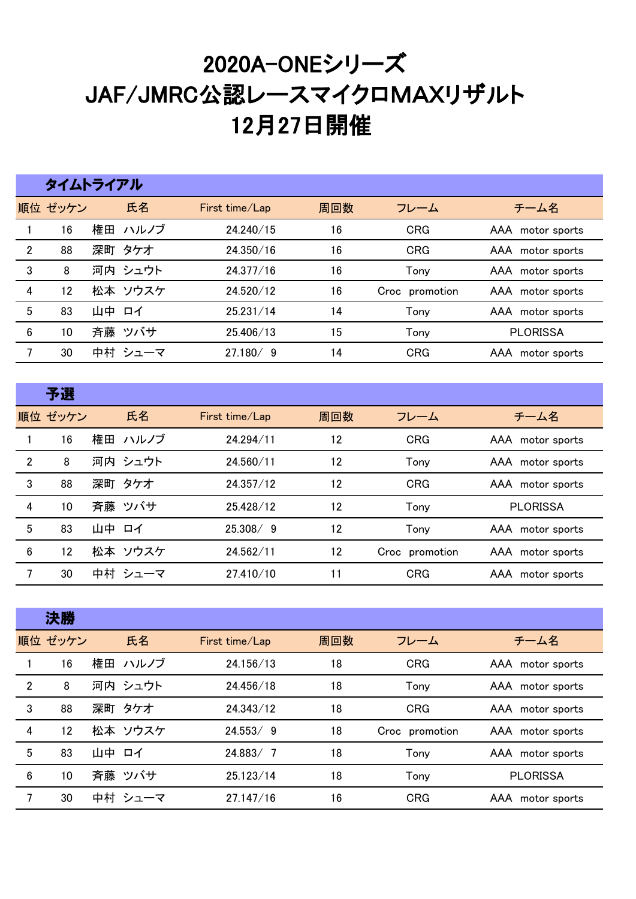# 2020A-ONEシリーズ
# JAF/JMRC公認レースマイクロMAXリザルト
# 12月27日開催

## タイムトライアル

| 順位 | ゼッケン | 氏名 | First time/Lap | 周回数 | フレーム | チーム名 |
|---|---|---|---|---|---|---|
| 1 | 16 | 権田 ハルノブ | 24.240/15 | 16 | CRG | AAA motor sports |
| 2 | 88 | 深町 タケオ | 24.350/16 | 16 | CRG | AAA motor sports |
| 3 | 8 | 河内 シュウト | 24.377/16 | 16 | Tony | AAA motor sports |
| 4 | 12 | 松本 ソウスケ | 24.520/12 | 16 | Croc promotion | AAA motor sports |
| 5 | 83 | 山中 ロイ | 25.231/14 | 14 | Tony | AAA motor sports |
| 6 | 10 | 斉藤 ツバサ | 25.406/13 | 15 | Tony | PLORISSA |
| 7 | 30 | 中村 シューマ | 27.180/ 9 | 14 | CRG | AAA motor sports |

## 予選

| 順位 | ゼッケン | 氏名 | First time/Lap | 周回数 | フレーム | チーム名 |
|---|---|---|---|---|---|---|
| 1 | 16 | 権田 ハルノブ | 24.294/11 | 12 | CRG | AAA motor sports |
| 2 | 8 | 河内 シュウト | 24.560/11 | 12 | Tony | AAA motor sports |
| 3 | 88 | 深町 タケオ | 24.357/12 | 12 | CRG | AAA motor sports |
| 4 | 10 | 斉藤 ツバサ | 25.428/12 | 12 | Tony | PLORISSA |
| 5 | 83 | 山中 ロイ | 25.308/ 9 | 12 | Tony | AAA motor sports |
| 6 | 12 | 松本 ソウスケ | 24.562/11 | 12 | Croc promotion | AAA motor sports |
| 7 | 30 | 中村 シューマ | 27.410/10 | 11 | CRG | AAA motor sports |

## 決勝

| 順位 | ゼッケン | 氏名 | First time/Lap | 周回数 | フレーム | チーム名 |
|---|---|---|---|---|---|---|
| 1 | 16 | 権田 ハルノブ | 24.156/13 | 18 | CRG | AAA motor sports |
| 2 | 8 | 河内 シュウト | 24.456/18 | 18 | Tony | AAA motor sports |
| 3 | 88 | 深町 タケオ | 24.343/12 | 18 | CRG | AAA motor sports |
| 4 | 12 | 松本 ソウスケ | 24.553/ 9 | 18 | Croc promotion | AAA motor sports |
| 5 | 83 | 山中 ロイ | 24.883/ 7 | 18 | Tony | AAA motor sports |
| 6 | 10 | 斉藤 ツバサ | 25.123/14 | 18 | Tony | PLORISSA |
| 7 | 30 | 中村 シューマ | 27.147/16 | 16 | CRG | AAA motor sports |